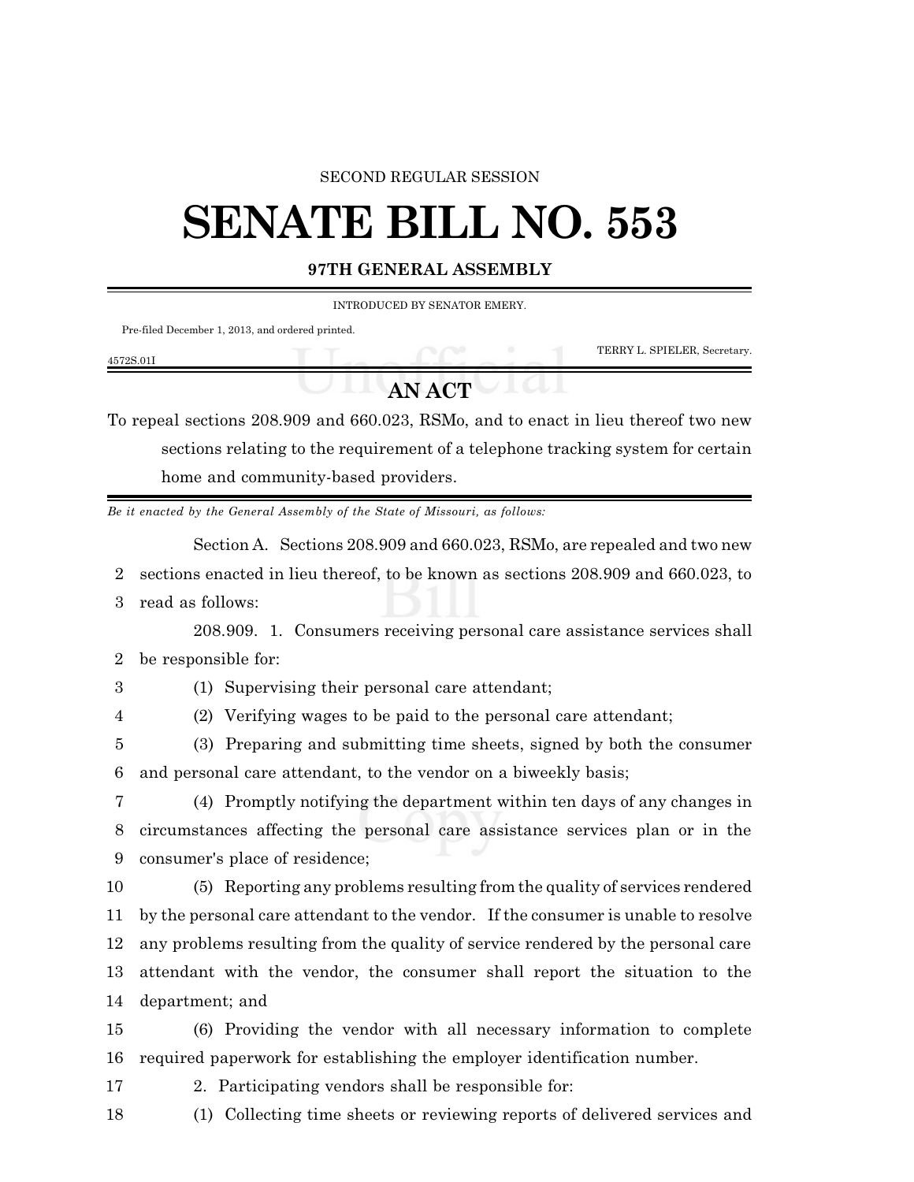SECOND REGULAR SESSION

# SENATE BILL NO. 553

**97TH GENERAL ASSEMBLY**

INTRODUCED BY SENATOR EMERY.

Pre-filed December 1, 2013, and ordered printed.

TERRY L. SPIELER, Secretary.

4572S.01I

## AN ACT

To repeal sections 208.909 and 660.023, RSMo, and to enact in lieu thereof two new sections relating to the requirement of a telephone tracking system for certain home and community-based providers.

*Be it enacted by the General Assembly of the State of Missouri, as follows:*

Section A. Sections 208.909 and 660.023, RSMo, are repealed and two new sections enacted in lieu thereof, to be known as sections 208.909 and 660.023, to read as follows:

208.909. 1. Consumers receiving personal care assistance services shall be responsible for:

(1) Supervising their personal care attendant;

(2) Verifying wages to be paid to the personal care attendant;

(3) Preparing and submitting time sheets, signed by both the consumer and personal care attendant, to the vendor on a biweekly basis;

(4) Promptly notifying the department within ten days of any changes in circumstances affecting the personal care assistance services plan or in the consumer's place of residence;

(5) Reporting any problems resulting from the quality of services rendered by the personal care attendant to the vendor. If the consumer is unable to resolve any problems resulting from the quality of service rendered by the personal care attendant with the vendor, the consumer shall report the situation to the department; and

(6) Providing the vendor with all necessary information to complete required paperwork for establishing the employer identification number.

2. Participating vendors shall be responsible for:

(1) Collecting time sheets or reviewing reports of delivered services and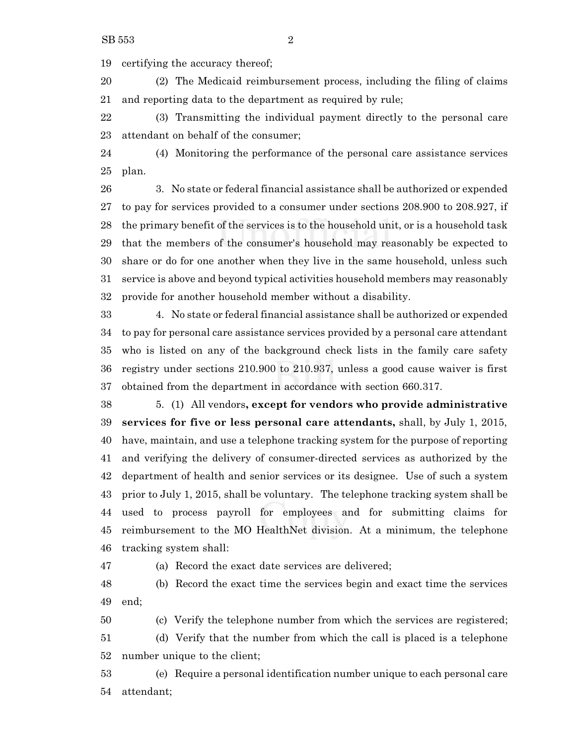certifying the accuracy thereof;

(2) The Medicaid reimbursement process, including the filing of claims and reporting data to the department as required by rule;

(3) Transmitting the individual payment directly to the personal care attendant on behalf of the consumer;

(4) Monitoring the performance of the personal care assistance services plan.

3. No state or federal financial assistance shall be authorized or expended to pay for services provided to a consumer under sections 208.900 to 208.927, if the primary benefit of the services is to the household unit, or is a household task that the members of the consumer's household may reasonably be expected to share or do for one another when they live in the same household, unless such service is above and beyond typical activities household members may reasonably provide for another household member without a disability.

4. No state or federal financial assistance shall be authorized or expended to pay for personal care assistance services provided by a personal care attendant who is listed on any of the background check lists in the family care safety registry under sections 210.900 to 210.937, unless a good cause waiver is first obtained from the department in accordance with section 660.317.

5. (1) All vendors**, except for vendors who provide administrative services for five or less personal care attendants,** shall, by July 1, 2015, have, maintain, and use a telephone tracking system for the purpose of reporting and verifying the delivery of consumer-directed services as authorized by the department of health and senior services or its designee. Use of such a system prior to July 1, 2015, shall be voluntary. The telephone tracking system shall be used to process payroll for employees and for submitting claims for reimbursement to the MO HealthNet division. At a minimum, the telephone tracking system shall:

(a) Record the exact date services are delivered;

(b) Record the exact time the services begin and exact time the services end;

(c) Verify the telephone number from which the services are registered;

(d) Verify that the number from which the call is placed is a telephone number unique to the client;

(e) Require a personal identification number unique to each personal care attendant;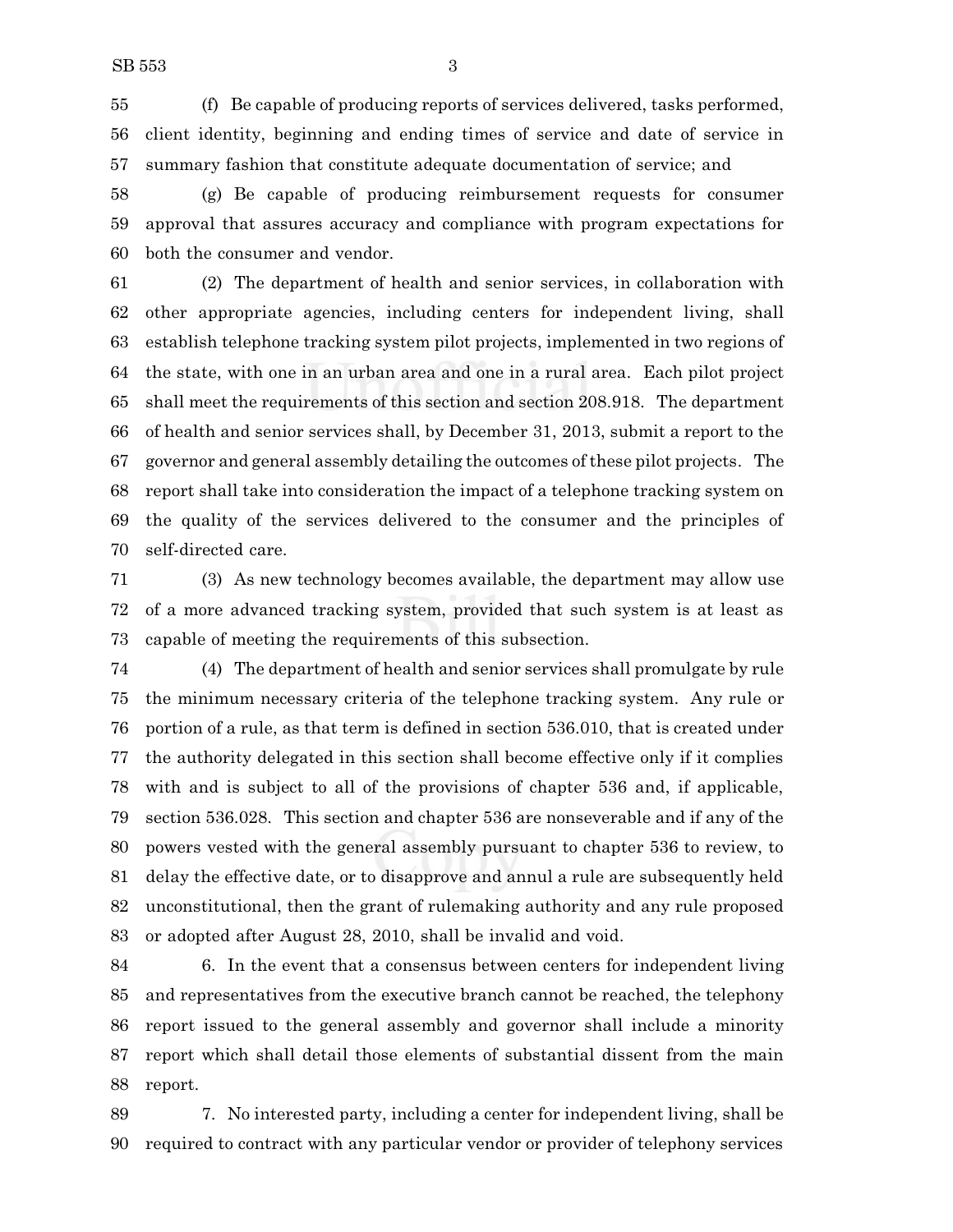(f) Be capable of producing reports of services delivered, tasks performed, client identity, beginning and ending times of service and date of service in summary fashion that constitute adequate documentation of service; and

(g) Be capable of producing reimbursement requests for consumer approval that assures accuracy and compliance with program expectations for both the consumer and vendor.

(2) The department of health and senior services, in collaboration with other appropriate agencies, including centers for independent living, shall establish telephone tracking system pilot projects, implemented in two regions of the state, with one in an urban area and one in a rural area. Each pilot project shall meet the requirements of this section and section 208.918. The department of health and senior services shall, by December 31, 2013, submit a report to the governor and general assembly detailing the outcomes of these pilot projects. The report shall take into consideration the impact of a telephone tracking system on the quality of the services delivered to the consumer and the principles of self-directed care.

(3) As new technology becomes available, the department may allow use of a more advanced tracking system, provided that such system is at least as capable of meeting the requirements of this subsection.

(4) The department of health and senior services shall promulgate by rule the minimum necessary criteria of the telephone tracking system. Any rule or portion of a rule, as that term is defined in section 536.010, that is created under the authority delegated in this section shall become effective only if it complies with and is subject to all of the provisions of chapter 536 and, if applicable, section 536.028. This section and chapter 536 are nonseverable and if any of the powers vested with the general assembly pursuant to chapter 536 to review, to delay the effective date, or to disapprove and annul a rule are subsequently held unconstitutional, then the grant of rulemaking authority and any rule proposed or adopted after August 28, 2010, shall be invalid and void.

6. In the event that a consensus between centers for independent living and representatives from the executive branch cannot be reached, the telephony report issued to the general assembly and governor shall include a minority report which shall detail those elements of substantial dissent from the main report.

7. No interested party, including a center for independent living, shall be required to contract with any particular vendor or provider of telephony services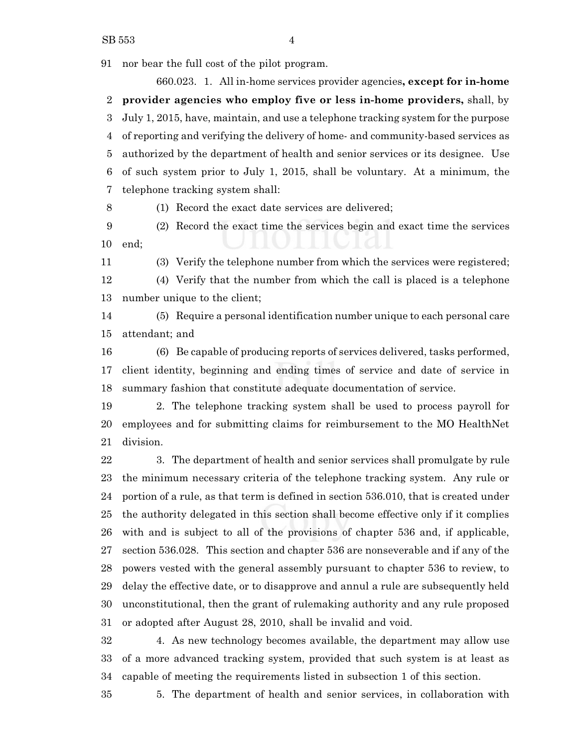nor bear the full cost of the pilot program.

660.023. 1. All in-home services provider agencies**, except for in-home provider agencies who employ five or less in-home providers,** shall, by July 1, 2015, have, maintain, and use a telephone tracking system for the purpose of reporting and verifying the delivery of home- and community-based services as authorized by the department of health and senior services or its designee. Use of such system prior to July 1, 2015, shall be voluntary. At a minimum, the telephone tracking system shall:

(1) Record the exact date services are delivered;

(2) Record the exact time the services begin and exact time the services end;

(3) Verify the telephone number from which the services were registered;

(4) Verify that the number from which the call is placed is a telephone number unique to the client;

(5) Require a personal identification number unique to each personal care attendant; and

(6) Be capable of producing reports of services delivered, tasks performed, client identity, beginning and ending times of service and date of service in summary fashion that constitute adequate documentation of service.

2. The telephone tracking system shall be used to process payroll for employees and for submitting claims for reimbursement to the MO HealthNet division.

3. The department of health and senior services shall promulgate by rule the minimum necessary criteria of the telephone tracking system. Any rule or portion of a rule, as that term is defined in section 536.010, that is created under the authority delegated in this section shall become effective only if it complies with and is subject to all of the provisions of chapter 536 and, if applicable, section 536.028. This section and chapter 536 are nonseverable and if any of the powers vested with the general assembly pursuant to chapter 536 to review, to delay the effective date, or to disapprove and annul a rule are subsequently held unconstitutional, then the grant of rulemaking authority and any rule proposed or adopted after August 28, 2010, shall be invalid and void.

4. As new technology becomes available, the department may allow use of a more advanced tracking system, provided that such system is at least as capable of meeting the requirements listed in subsection 1 of this section.

5. The department of health and senior services, in collaboration with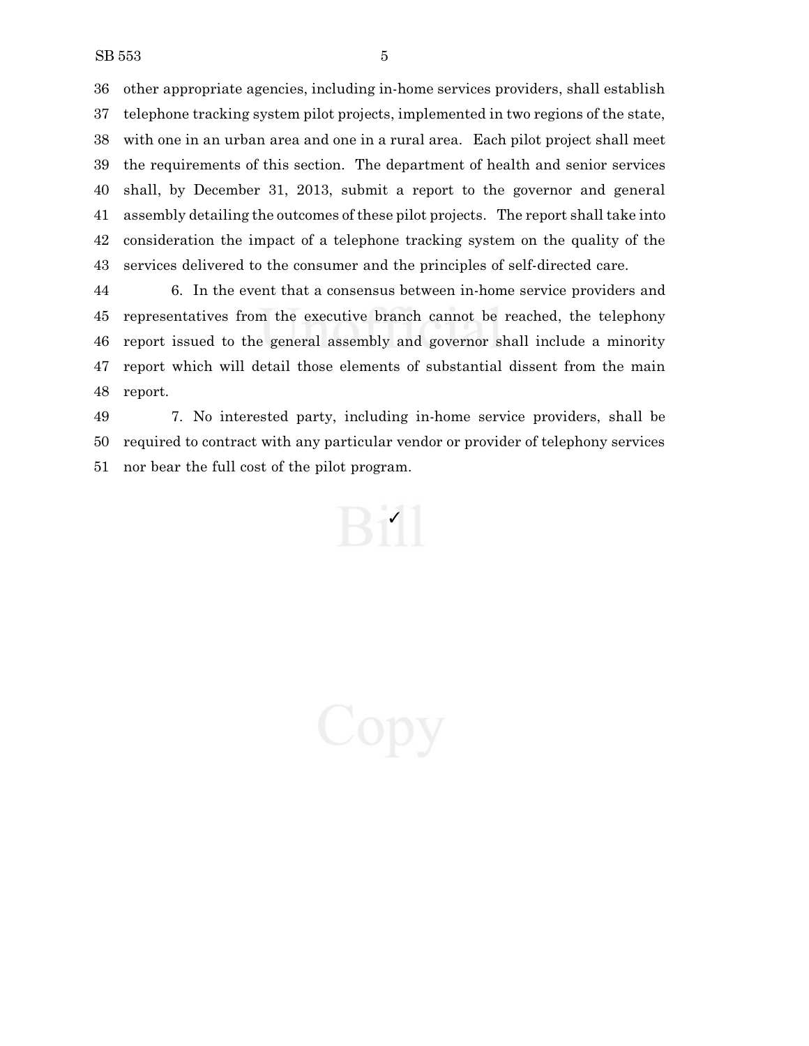other appropriate agencies, including in-home services providers, shall establish telephone tracking system pilot projects, implemented in two regions of the state, with one in an urban area and one in a rural area. Each pilot project shall meet the requirements of this section. The department of health and senior services shall, by December 31, 2013, submit a report to the governor and general assembly detailing the outcomes of these pilot projects. The report shall take into consideration the impact of a telephone tracking system on the quality of the services delivered to the consumer and the principles of self-directed care.

6. In the event that a consensus between in-home service providers and representatives from the executive branch cannot be reached, the telephony report issued to the general assembly and governor shall include a minority report which will detail those elements of substantial dissent from the main report.

7. No interested party, including in-home service providers, shall be required to contract with any particular vendor or provider of telephony services nor bear the full cost of the pilot program.

✓